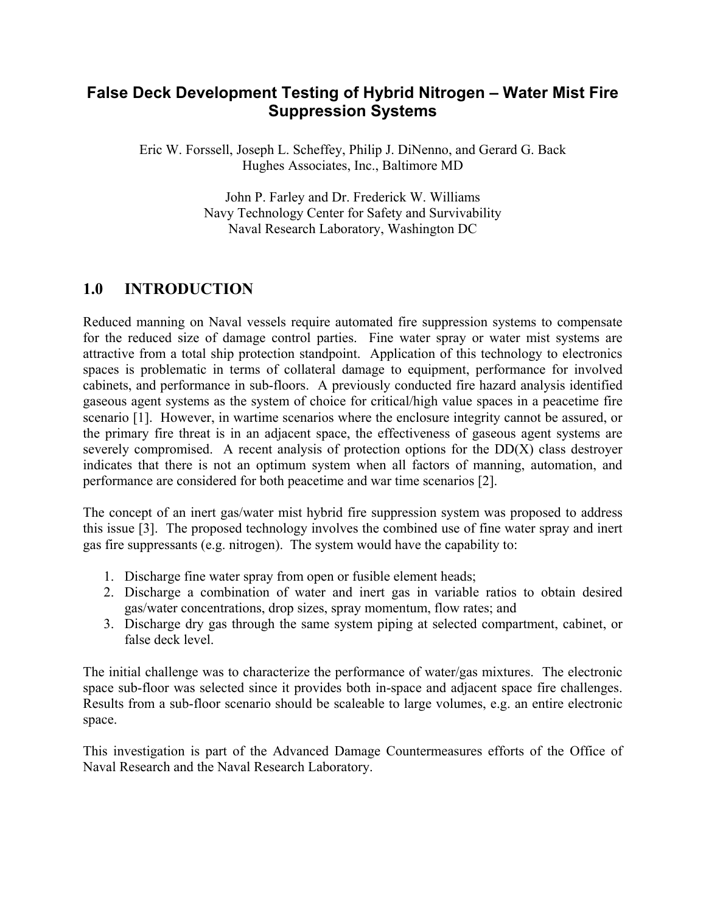# False Deck Development Testing of Hybrid Nitrogen – Water Mist Fire Suppression Systems

Eric W. Forssell, Joseph L. Scheffey, Philip J. DiNenno, and Gerard G. Back
Hughes Associates, Inc., Baltimore MD

John P. Farley and Dr. Frederick W. Williams
Navy Technology Center for Safety and Survivability
Naval Research Laboratory, Washington DC

## 1.0 INTRODUCTION

Reduced manning on Naval vessels require automated fire suppression systems to compensate for the reduced size of damage control parties. Fine water spray or water mist systems are attractive from a total ship protection standpoint. Application of this technology to electronics spaces is problematic in terms of collateral damage to equipment, performance for involved cabinets, and performance in sub-floors. A previously conducted fire hazard analysis identified gaseous agent systems as the system of choice for critical/high value spaces in a peacetime fire scenario [1]. However, in wartime scenarios where the enclosure integrity cannot be assured, or the primary fire threat is in an adjacent space, the effectiveness of gaseous agent systems are severely compromised. A recent analysis of protection options for the DD(X) class destroyer indicates that there is not an optimum system when all factors of manning, automation, and performance are considered for both peacetime and war time scenarios [2].

The concept of an inert gas/water mist hybrid fire suppression system was proposed to address this issue [3]. The proposed technology involves the combined use of fine water spray and inert gas fire suppressants (e.g. nitrogen). The system would have the capability to:

1. Discharge fine water spray from open or fusible element heads;
2. Discharge a combination of water and inert gas in variable ratios to obtain desired gas/water concentrations, drop sizes, spray momentum, flow rates; and
3. Discharge dry gas through the same system piping at selected compartment, cabinet, or false deck level.

The initial challenge was to characterize the performance of water/gas mixtures. The electronic space sub-floor was selected since it provides both in-space and adjacent space fire challenges. Results from a sub-floor scenario should be scaleable to large volumes, e.g. an entire electronic space.

This investigation is part of the Advanced Damage Countermeasures efforts of the Office of Naval Research and the Naval Research Laboratory.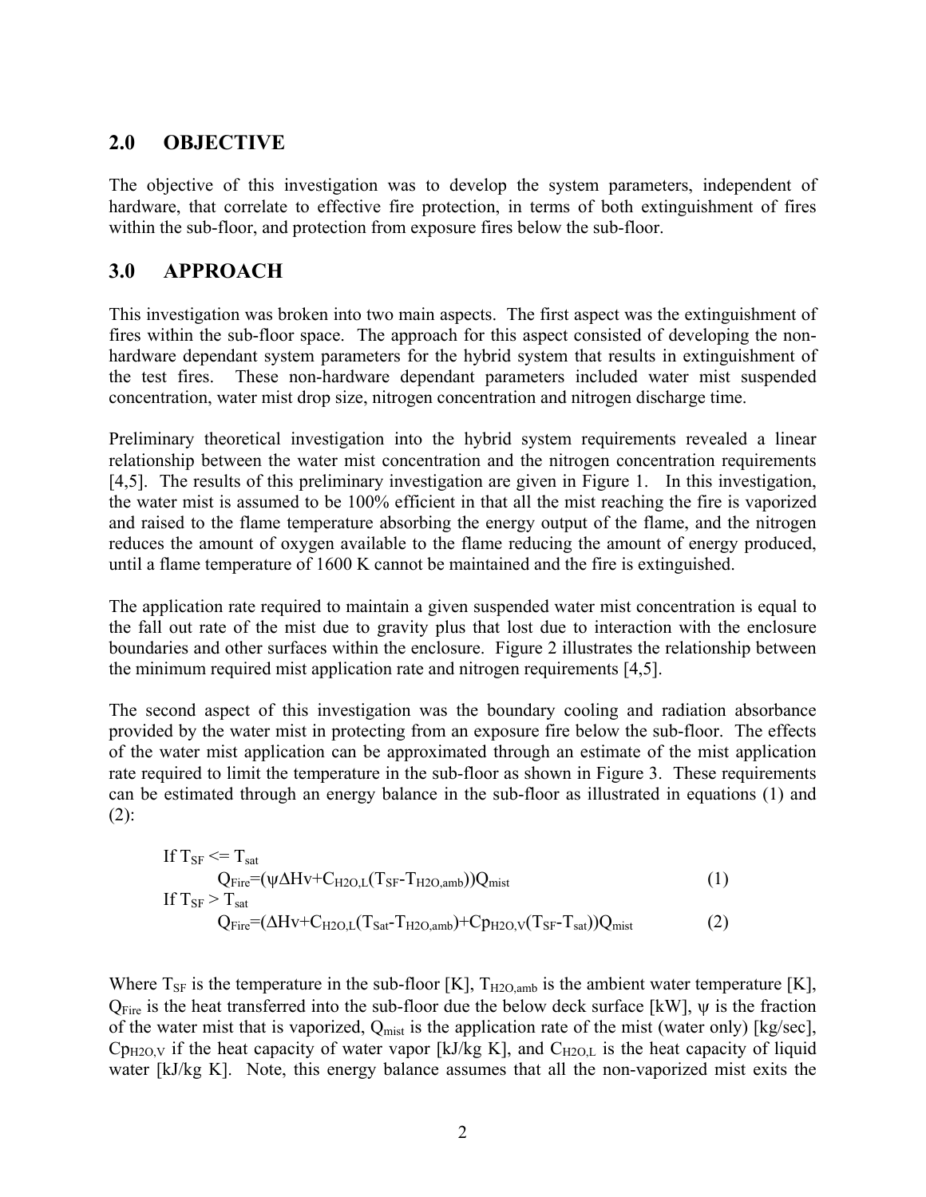## 2.0 OBJECTIVE

The objective of this investigation was to develop the system parameters, independent of hardware, that correlate to effective fire protection, in terms of both extinguishment of fires within the sub-floor, and protection from exposure fires below the sub-floor.

## 3.0 APPROACH

This investigation was broken into two main aspects. The first aspect was the extinguishment of fires within the sub-floor space. The approach for this aspect consisted of developing the non-hardware dependant system parameters for the hybrid system that results in extinguishment of the test fires. These non-hardware dependant parameters included water mist suspended concentration, water mist drop size, nitrogen concentration and nitrogen discharge time.

Preliminary theoretical investigation into the hybrid system requirements revealed a linear relationship between the water mist concentration and the nitrogen concentration requirements [4,5]. The results of this preliminary investigation are given in Figure 1. In this investigation, the water mist is assumed to be 100% efficient in that all the mist reaching the fire is vaporized and raised to the flame temperature absorbing the energy output of the flame, and the nitrogen reduces the amount of oxygen available to the flame reducing the amount of energy produced, until a flame temperature of 1600 K cannot be maintained and the fire is extinguished.

The application rate required to maintain a given suspended water mist concentration is equal to the fall out rate of the mist due to gravity plus that lost due to interaction with the enclosure boundaries and other surfaces within the enclosure. Figure 2 illustrates the relationship between the minimum required mist application rate and nitrogen requirements [4,5].

The second aspect of this investigation was the boundary cooling and radiation absorbance provided by the water mist in protecting from an exposure fire below the sub-floor. The effects of the water mist application can be approximated through an estimate of the mist application rate required to limit the temperature in the sub-floor as shown in Figure 3. These requirements can be estimated through an energy balance in the sub-floor as illustrated in equations (1) and (2):

If $T_{SF} <= T_{sat}$

$$Q_{Fire}=(\psi \Delta Hv+C_{H2O,L}(T_{SF}-T_{H2O,amb}))Q_{mist} \quad (1)$$

If $T_{SF} > T_{sat}$

$$Q_{Fire}=(\Delta Hv+C_{H2O,L}(T_{Sat}-T_{H2O,amb})+Cp_{H2O,V}(T_{SF}-T_{sat}))Q_{mist} \quad (2)$$

Where $T_{SF}$ is the temperature in the sub-floor [K], $T_{H2O,amb}$ is the ambient water temperature [K], $Q_{Fire}$ is the heat transferred into the sub-floor due the below deck surface [kW], $\psi$ is the fraction of the water mist that is vaporized, $Q_{mist}$ is the application rate of the mist (water only) [kg/sec], $Cp_{H2O,V}$ if the heat capacity of water vapor [kJ/kg K], and $C_{H2O,L}$ is the heat capacity of liquid water [kJ/kg K]. Note, this energy balance assumes that all the non-vaporized mist exits the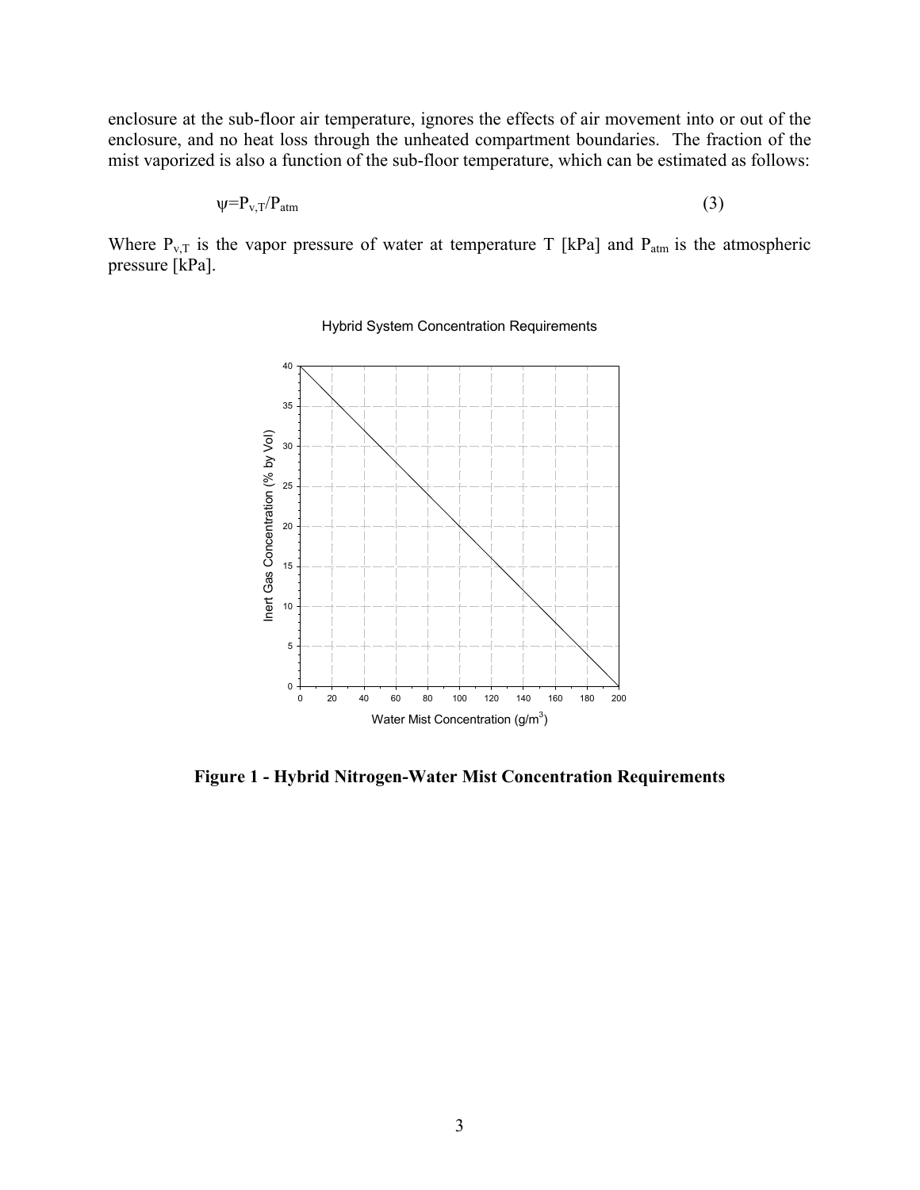enclosure at the sub-floor air temperature, ignores the effects of air movement into or out of the enclosure, and no heat loss through the unheated compartment boundaries. The fraction of the mist vaporized is also a function of the sub-floor temperature, which can be estimated as follows:

$$\psi = P_{v,T}/P_{atm} \tag{3}$$

Where $P_{v,T}$ is the vapor pressure of water at temperature T [kPa] and $P_{atm}$ is the atmospheric pressure [kPa].

**Figure 1 - Hybrid Nitrogen-Water Mist Concentration Requirements**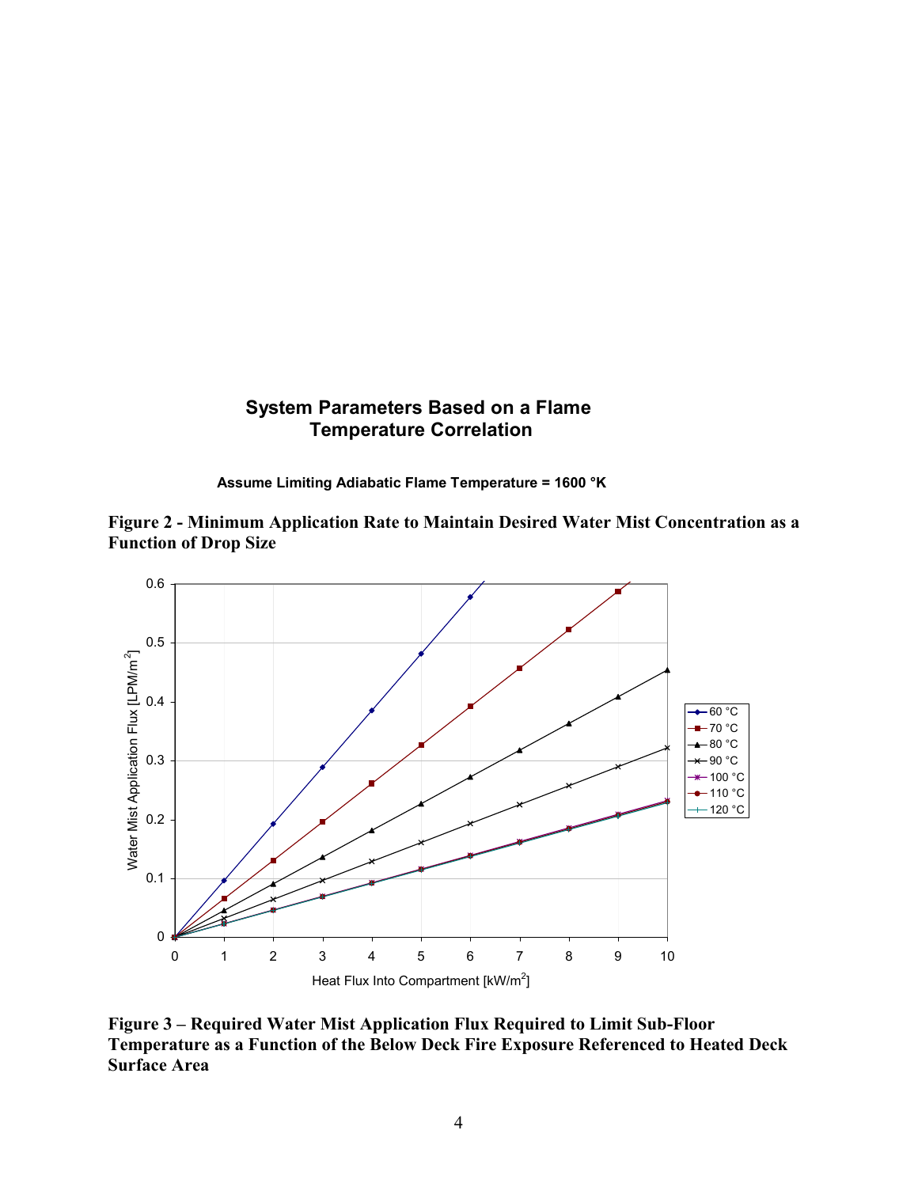**System Parameters Based on a Flame Temperature Correlation**

**Assume Limiting Adiabatic Flame Temperature = 1600 °K**

**Figure 2 - Minimum Application Rate to Maintain Desired Water Mist Concentration as a Function of Drop Size**

**Figure 3 – Required Water Mist Application Flux Required to Limit Sub-Floor Temperature as a Function of the Below Deck Fire Exposure Referenced to Heated Deck Surface Area**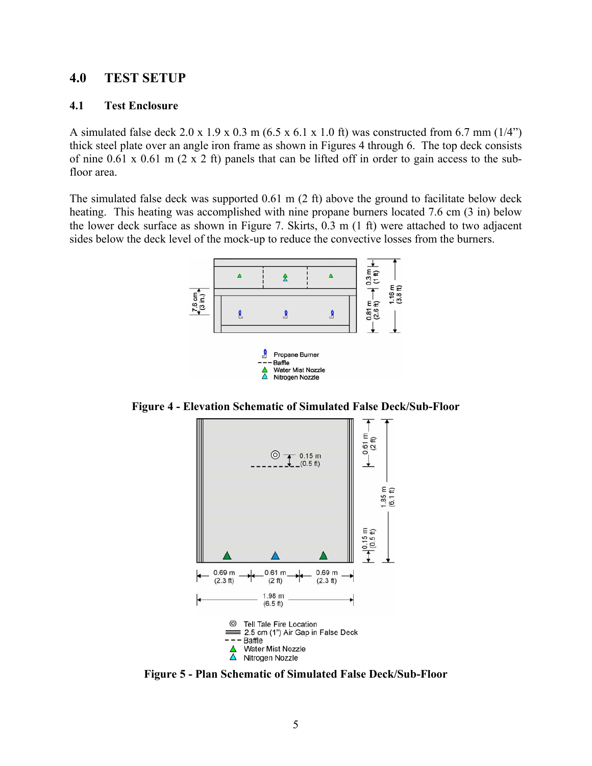## 4.0 TEST SETUP

### 4.1 Test Enclosure

A simulated false deck 2.0 x 1.9 x 0.3 m (6.5 x 6.1 x 1.0 ft) was constructed from 6.7 mm (1/4") thick steel plate over an angle iron frame as shown in Figures 4 through 6. The top deck consists of nine 0.61 x 0.61 m (2 x 2 ft) panels that can be lifted off in order to gain access to the sub-floor area.

The simulated false deck was supported 0.61 m (2 ft) above the ground to facilitate below deck heating. This heating was accomplished with nine propane burners located 7.6 cm (3 in) below the lower deck surface as shown in Figure 7. Skirts, 0.3 m (1 ft) were attached to two adjacent sides below the deck level of the mock-up to reduce the convective losses from the burners.

**Figure 4 - Elevation Schematic of Simulated False Deck/Sub-Floor**

**Figure 5 - Plan Schematic of Simulated False Deck/Sub-Floor**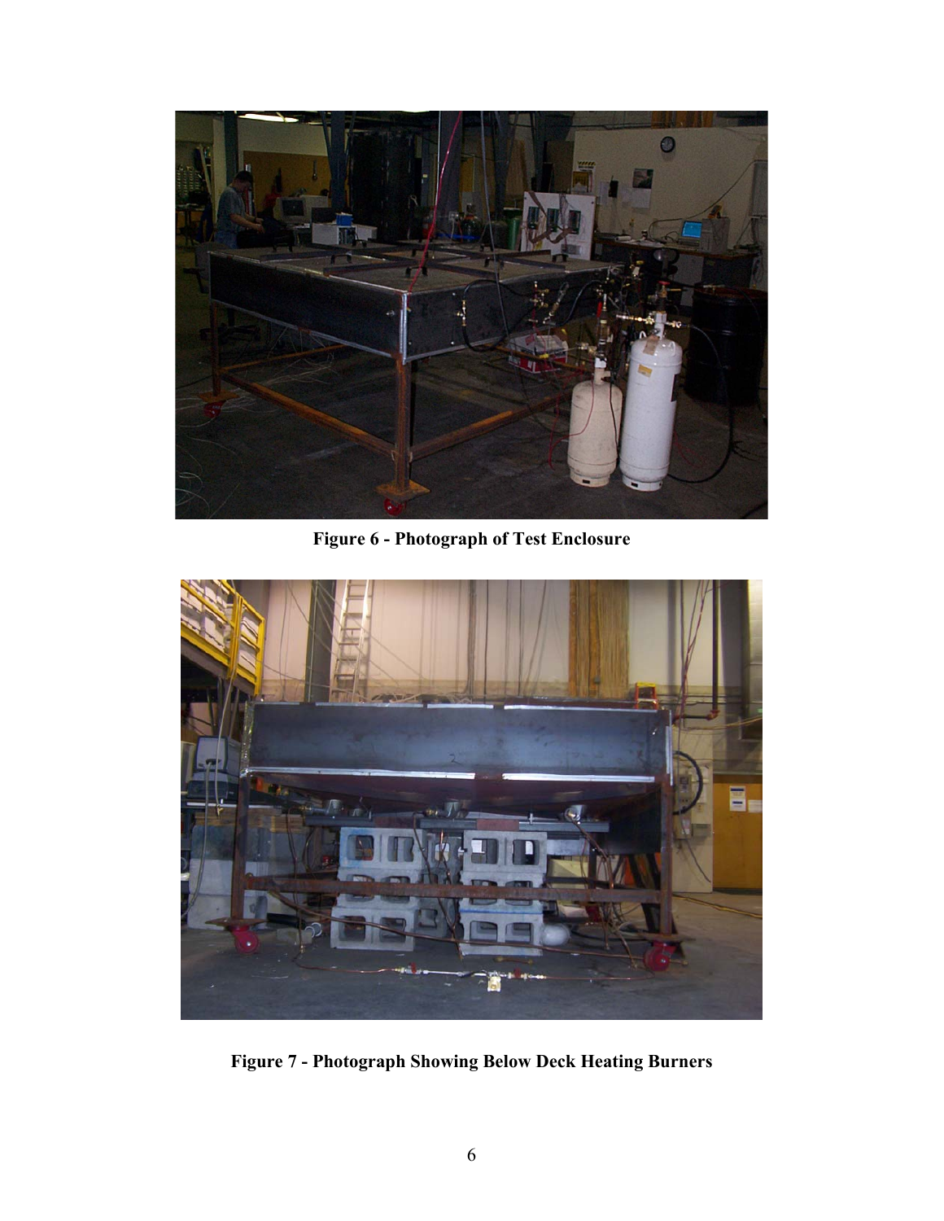**Figure 6 - Photograph of Test Enclosure**

**Figure 7 - Photograph Showing Below Deck Heating Burners**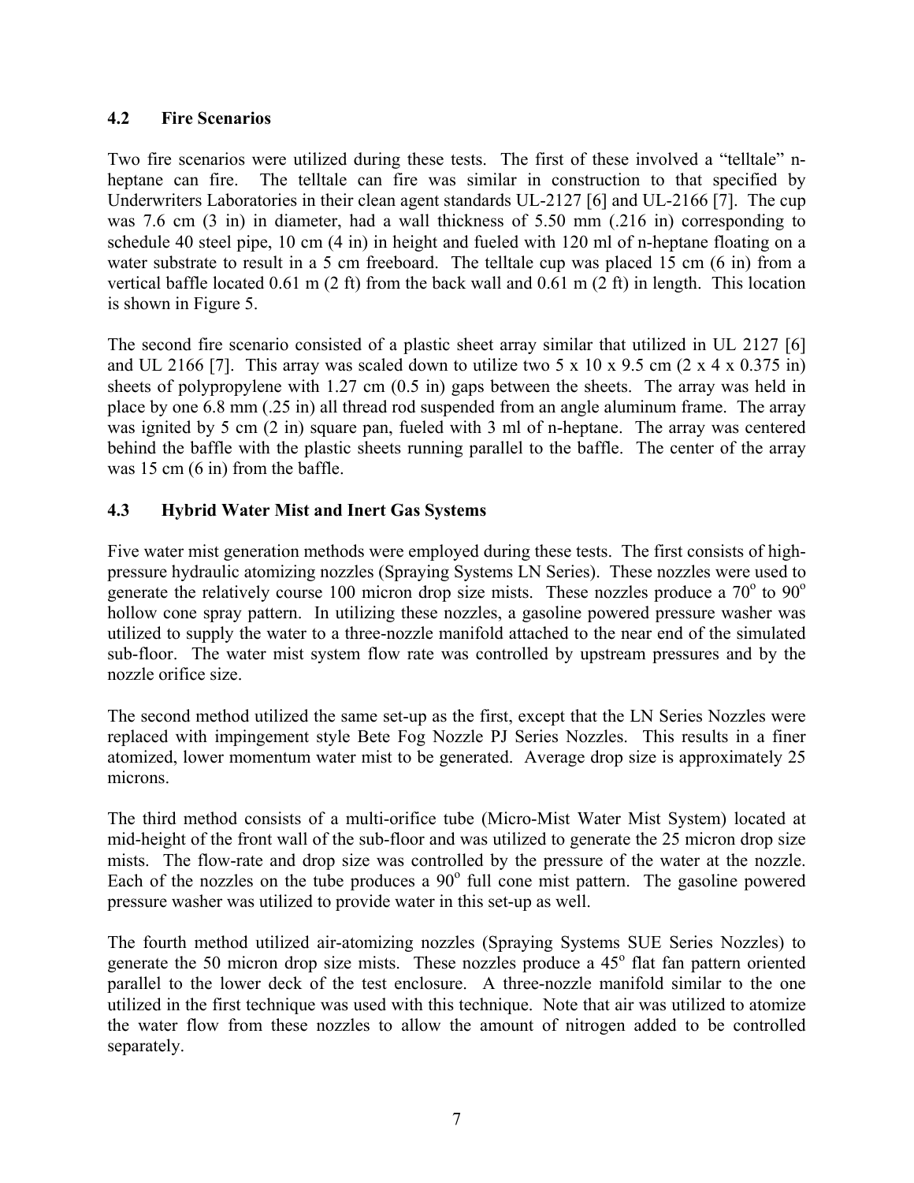### 4.2 Fire Scenarios

Two fire scenarios were utilized during these tests. The first of these involved a "telltale" n-heptane can fire. The telltale can fire was similar in construction to that specified by Underwriters Laboratories in their clean agent standards UL-2127 [6] and UL-2166 [7]. The cup was 7.6 cm (3 in) in diameter, had a wall thickness of 5.50 mm (.216 in) corresponding to schedule 40 steel pipe, 10 cm (4 in) in height and fueled with 120 ml of n-heptane floating on a water substrate to result in a 5 cm freeboard. The telltale cup was placed 15 cm (6 in) from a vertical baffle located 0.61 m (2 ft) from the back wall and 0.61 m (2 ft) in length. This location is shown in Figure 5.

The second fire scenario consisted of a plastic sheet array similar that utilized in UL 2127 [6] and UL 2166 [7]. This array was scaled down to utilize two 5 x 10 x 9.5 cm (2 x 4 x 0.375 in) sheets of polypropylene with 1.27 cm (0.5 in) gaps between the sheets. The array was held in place by one 6.8 mm (.25 in) all thread rod suspended from an angle aluminum frame. The array was ignited by 5 cm (2 in) square pan, fueled with 3 ml of n-heptane. The array was centered behind the baffle with the plastic sheets running parallel to the baffle. The center of the array was 15 cm (6 in) from the baffle.

### 4.3 Hybrid Water Mist and Inert Gas Systems

Five water mist generation methods were employed during these tests. The first consists of high-pressure hydraulic atomizing nozzles (Spraying Systems LN Series). These nozzles were used to generate the relatively course 100 micron drop size mists. These nozzles produce a $70^{o}$ to $90^{o}$ hollow cone spray pattern. In utilizing these nozzles, a gasoline powered pressure washer was utilized to supply the water to a three-nozzle manifold attached to the near end of the simulated sub-floor. The water mist system flow rate was controlled by upstream pressures and by the nozzle orifice size.

The second method utilized the same set-up as the first, except that the LN Series Nozzles were replaced with impingement style Bete Fog Nozzle PJ Series Nozzles. This results in a finer atomized, lower momentum water mist to be generated. Average drop size is approximately 25 microns.

The third method consists of a multi-orifice tube (Micro-Mist Water Mist System) located at mid-height of the front wall of the sub-floor and was utilized to generate the 25 micron drop size mists. The flow-rate and drop size was controlled by the pressure of the water at the nozzle. Each of the nozzles on the tube produces a $90^{o}$ full cone mist pattern. The gasoline powered pressure washer was utilized to provide water in this set-up as well.

The fourth method utilized air-atomizing nozzles (Spraying Systems SUE Series Nozzles) to generate the 50 micron drop size mists. These nozzles produce a $45^{o}$ flat fan pattern oriented parallel to the lower deck of the test enclosure. A three-nozzle manifold similar to the one utilized in the first technique was used with this technique. Note that air was utilized to atomize the water flow from these nozzles to allow the amount of nitrogen added to be controlled separately.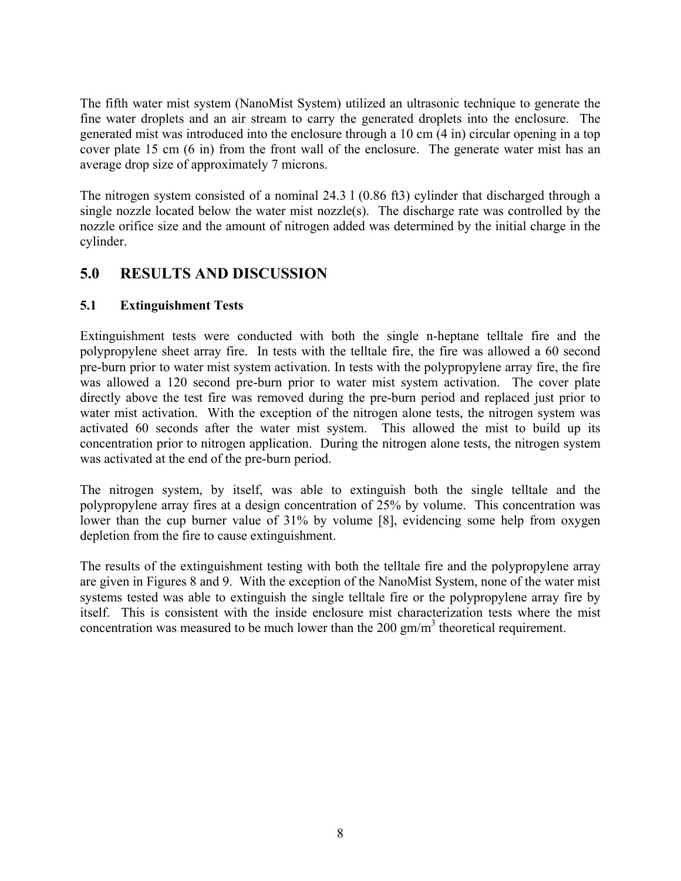The fifth water mist system (NanoMist System) utilized an ultrasonic technique to generate the fine water droplets and an air stream to carry the generated droplets into the enclosure. The generated mist was introduced into the enclosure through a 10 cm (4 in) circular opening in a top cover plate 15 cm (6 in) from the front wall of the enclosure. The generate water mist has an average drop size of approximately 7 microns.

The nitrogen system consisted of a nominal 24.3 l (0.86 ft3) cylinder that discharged through a single nozzle located below the water mist nozzle(s). The discharge rate was controlled by the nozzle orifice size and the amount of nitrogen added was determined by the initial charge in the cylinder.

## 5.0 RESULTS AND DISCUSSION

### 5.1 Extinguishment Tests

Extinguishment tests were conducted with both the single n-heptane telltale fire and the polypropylene sheet array fire. In tests with the telltale fire, the fire was allowed a 60 second pre-burn prior to water mist system activation. In tests with the polypropylene array fire, the fire was allowed a 120 second pre-burn prior to water mist system activation. The cover plate directly above the test fire was removed during the pre-burn period and replaced just prior to water mist activation. With the exception of the nitrogen alone tests, the nitrogen system was activated 60 seconds after the water mist system. This allowed the mist to build up its concentration prior to nitrogen application. During the nitrogen alone tests, the nitrogen system was activated at the end of the pre-burn period.

The nitrogen system, by itself, was able to extinguish both the single telltale and the polypropylene array fires at a design concentration of 25% by volume. This concentration was lower than the cup burner value of 31% by volume [8], evidencing some help from oxygen depletion from the fire to cause extinguishment.

The results of the extinguishment testing with both the telltale fire and the polypropylene array are given in Figures 8 and 9. With the exception of the NanoMist System, none of the water mist systems tested was able to extinguish the single telltale fire or the polypropylene array fire by itself. This is consistent with the inside enclosure mist characterization tests where the mist concentration was measured to be much lower than the 200 $gm/m^3$ theoretical requirement.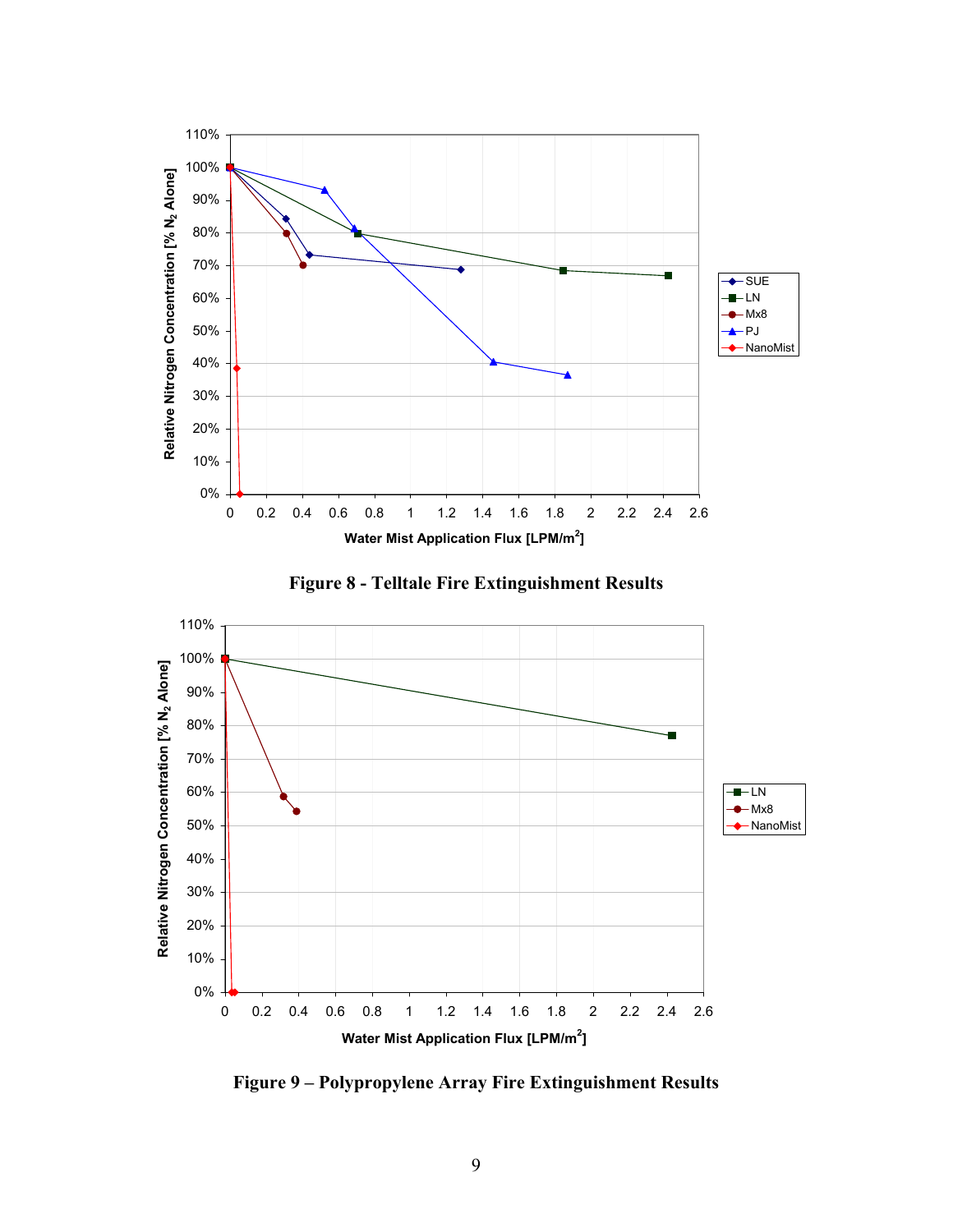**Figure 8 - Telltale Fire Extinguishment Results**

**Figure 9 – Polypropylene Array Fire Extinguishment Results**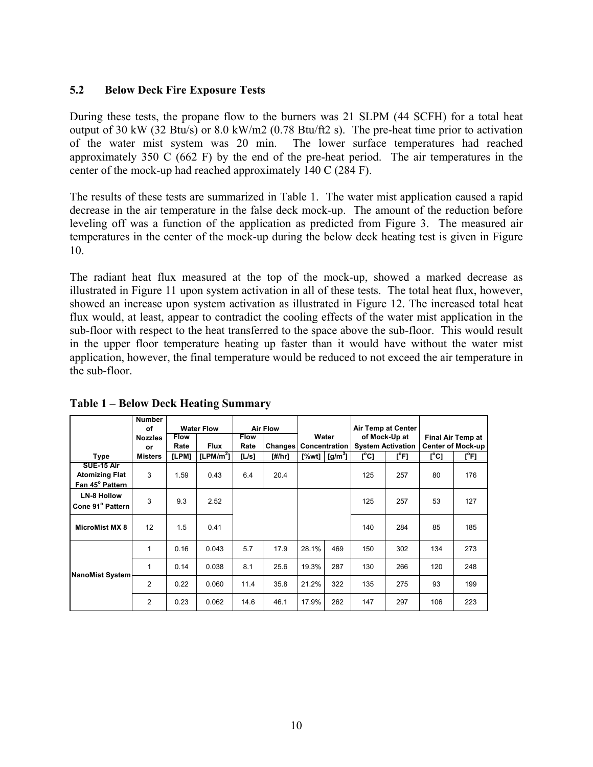## 5.2 Below Deck Fire Exposure Tests

During these tests, the propane flow to the burners was 21 SLPM (44 SCFH) for a total heat output of 30 kW (32 Btu/s) or 8.0 kW/m2 (0.78 Btu/ft2 s). The pre-heat time prior to activation of the water mist system was 20 min. The lower surface temperatures had reached approximately 350 C (662 F) by the end of the pre-heat period. The air temperatures in the center of the mock-up had reached approximately 140 C (284 F).

The results of these tests are summarized in Table 1. The water mist application caused a rapid decrease in the air temperature in the false deck mock-up. The amount of the reduction before leveling off was a function of the application as predicted from Figure 3. The measured air temperatures in the center of the mock-up during the below deck heating test is given in Figure 10.

The radiant heat flux measured at the top of the mock-up, showed a marked decrease as illustrated in Figure 11 upon system activation in all of these tests. The total heat flux, however, showed an increase upon system activation as illustrated in Figure 12. The increased total heat flux would, at least, appear to contradict the cooling effects of the water mist application in the sub-floor with respect to the heat transferred to the space above the sub-floor. This would result in the upper floor temperature heating up faster than it would have without the water mist application, however, the final temperature would be reduced to not exceed the air temperature in the sub-floor.

**Table 1 – Below Deck Heating Summary**

| | Number of Nozzles or Misters | Water Flow | | Air Flow | | Water Concentration | | Air Temp at Center of Mock-Up at System Activation | | Final Air Temp at Center of Mock-up | |
|---|---|---|---|---|---|---|---|---|---|---|---|
| | | Flow Rate | Flux | Flow Rate | Changes | | | | | | |
| Type | Misters | [LPM] | [LPM/m$^2$] | [L/s] | [#/hr] | [%wt] | [g/m$^3$] | [°C] | [°F] | [°C] | [°F] |
| SUE-15 Air Atomizing Flat Fan 45° Pattern | 3 | 1.59 | 0.43 | 6.4 | 20.4 | | | 125 | 257 | 80 | 176 |
| LN-8 Hollow Cone 91° Pattern | 3 | 9.3 | 2.52 | | | | | 125 | 257 | 53 | 127 |
| MicroMist MX 8 | 12 | 1.5 | 0.41 | | | | | 140 | 284 | 85 | 185 |
| NanoMist System | 1 | 0.16 | 0.043 | 5.7 | 17.9 | 28.1% | 469 | 150 | 302 | 134 | 273 |
| | 1 | 0.14 | 0.038 | 8.1 | 25.6 | 19.3% | 287 | 130 | 266 | 120 | 248 |
| | 2 | 0.22 | 0.060 | 11.4 | 35.8 | 21.2% | 322 | 135 | 275 | 93 | 199 |
| | 2 | 0.23 | 0.062 | 14.6 | 46.1 | 17.9% | 262 | 147 | 297 | 106 | 223 |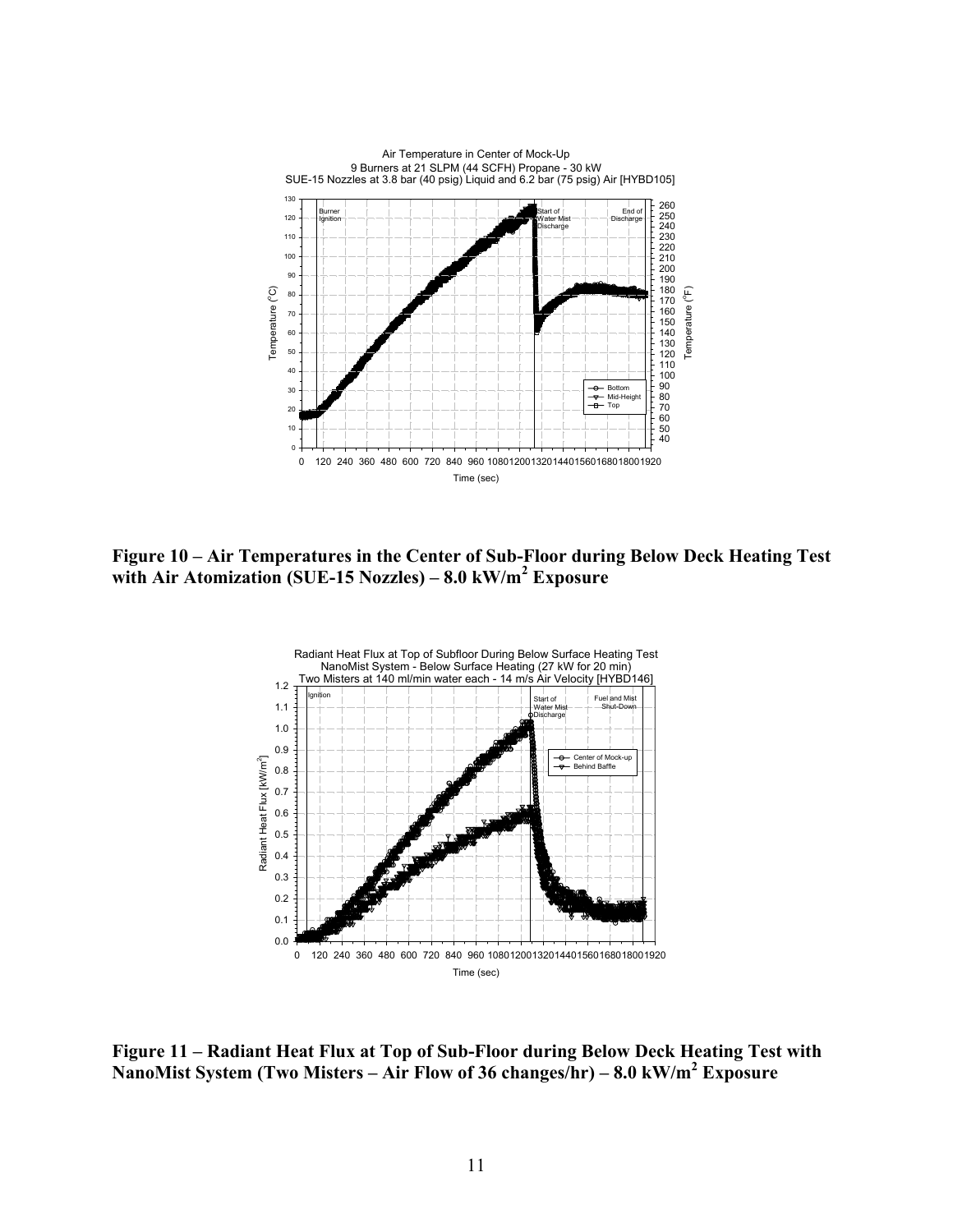**Figure 10 – Air Temperatures in the Center of Sub-Floor during Below Deck Heating Test with Air Atomization (SUE-15 Nozzles) – 8.0 kW/m[2] Exposure**

**Figure 11 – Radiant Heat Flux at Top of Sub-Floor during Below Deck Heating Test with NanoMist System (Two Misters – Air Flow of 36 changes/hr) – 8.0 kW/m[2] Exposure**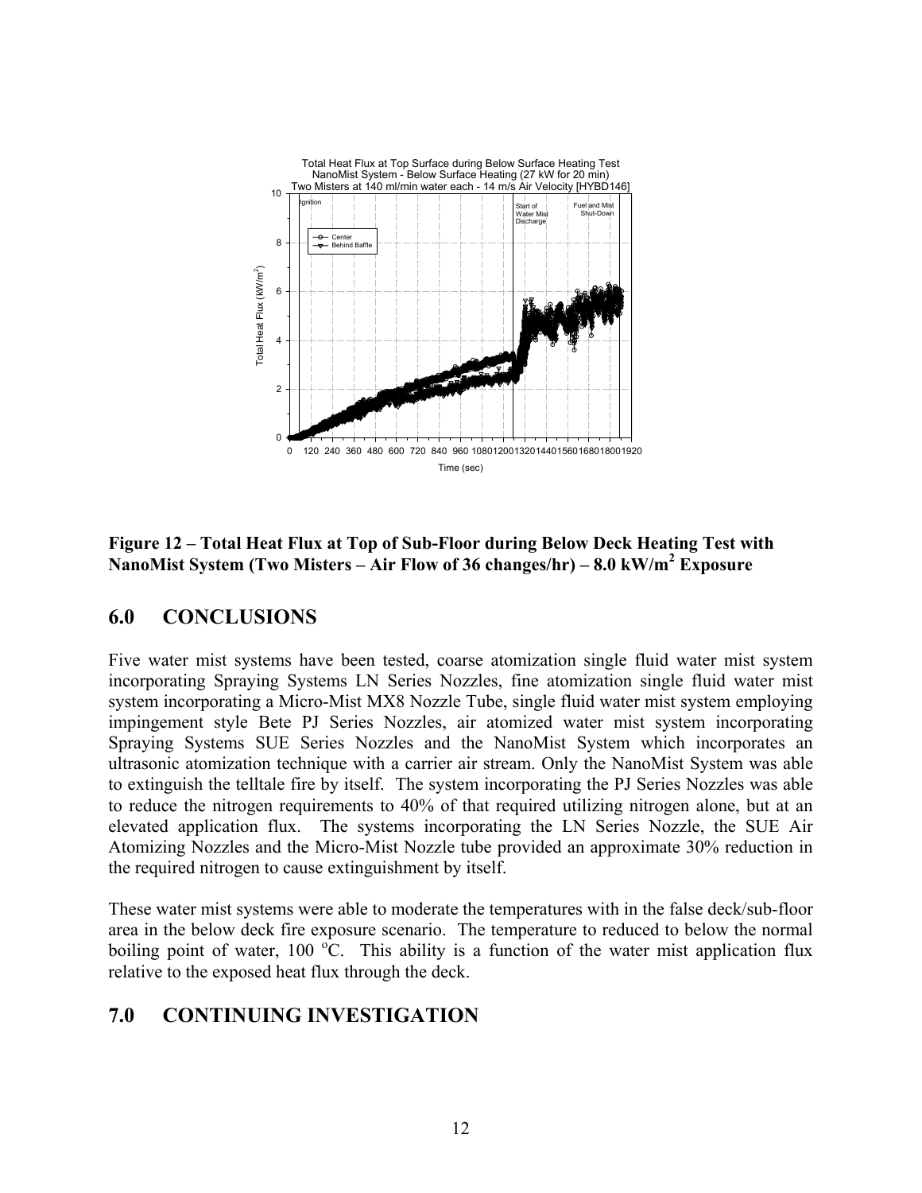Figure 12 – Total Heat Flux at Top of Sub-Floor during Below Deck Heating Test with NanoMist System (Two Misters – Air Flow of 36 changes/hr) – 8.0 kW/m$^2$ Exposure

## 6.0 CONCLUSIONS

Five water mist systems have been tested, coarse atomization single fluid water mist system incorporating Spraying Systems LN Series Nozzles, fine atomization single fluid water mist system incorporating a Micro-Mist MX8 Nozzle Tube, single fluid water mist system employing impingement style Bete PJ Series Nozzles, air atomized water mist system incorporating Spraying Systems SUE Series Nozzles and the NanoMist System which incorporates an ultrasonic atomization technique with a carrier air stream. Only the NanoMist System was able to extinguish the telltale fire by itself. The system incorporating the PJ Series Nozzles was able to reduce the nitrogen requirements to 40% of that required utilizing nitrogen alone, but at an elevated application flux. The systems incorporating the LN Series Nozzle, the SUE Air Atomizing Nozzles and the Micro-Mist Nozzle tube provided an approximate 30% reduction in the required nitrogen to cause extinguishment by itself.

These water mist systems were able to moderate the temperatures with in the false deck/sub-floor area in the below deck fire exposure scenario. The temperature to reduced to below the normal boiling point of water, 100 $^{o}$C. This ability is a function of the water mist application flux relative to the exposed heat flux through the deck.

## 7.0 CONTINUING INVESTIGATION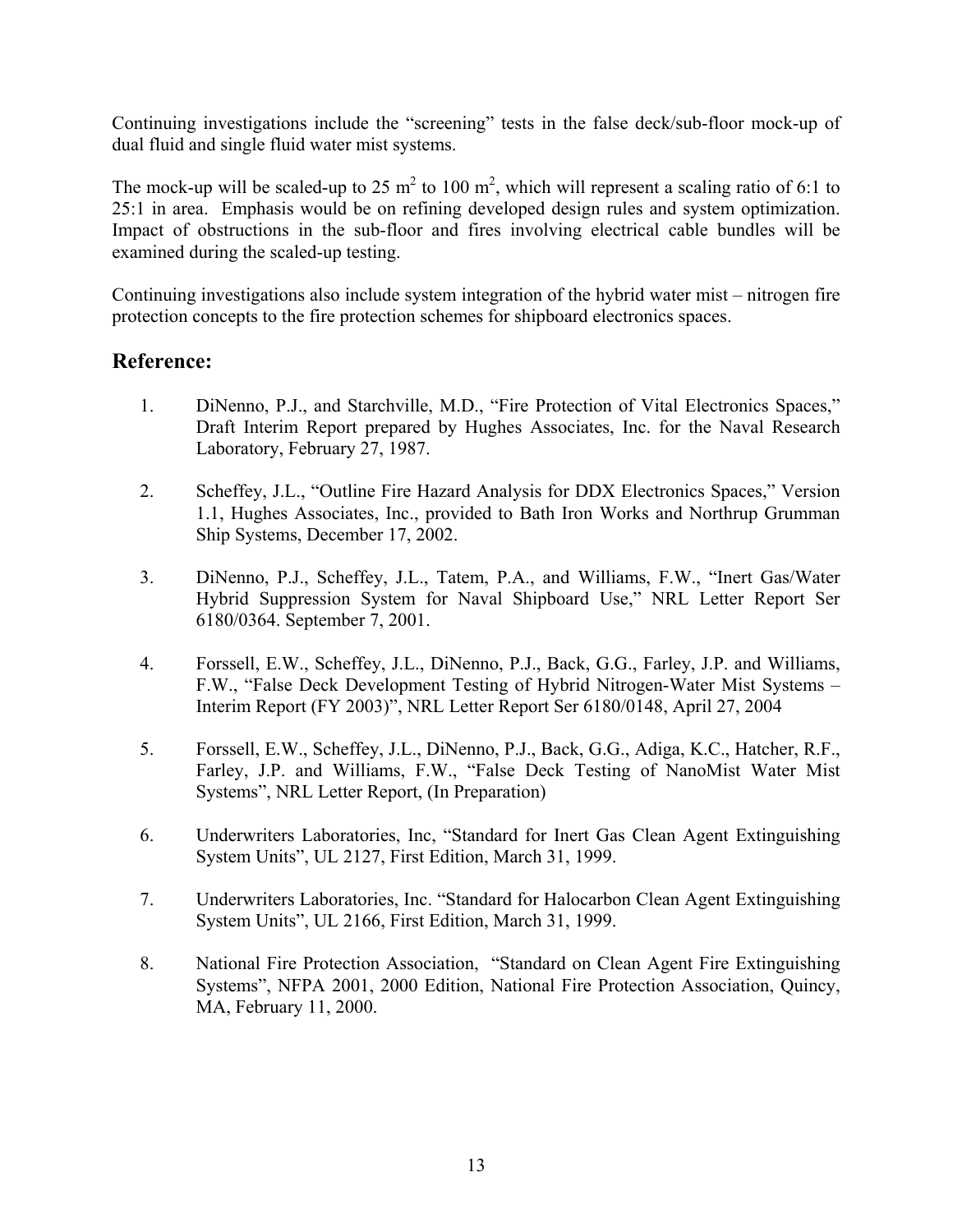Continuing investigations include the "screening" tests in the false deck/sub-floor mock-up of dual fluid and single fluid water mist systems.

The mock-up will be scaled-up to 25 $m^2$ to 100 $m^2$, which will represent a scaling ratio of 6:1 to 25:1 in area. Emphasis would be on refining developed design rules and system optimization. Impact of obstructions in the sub-floor and fires involving electrical cable bundles will be examined during the scaled-up testing.

Continuing investigations also include system integration of the hybrid water mist – nitrogen fire protection concepts to the fire protection schemes for shipboard electronics spaces.

## Reference:

1. DiNenno, P.J., and Starchville, M.D., "Fire Protection of Vital Electronics Spaces," Draft Interim Report prepared by Hughes Associates, Inc. for the Naval Research Laboratory, February 27, 1987.

2. Scheffey, J.L., "Outline Fire Hazard Analysis for DDX Electronics Spaces," Version 1.1, Hughes Associates, Inc., provided to Bath Iron Works and Northrup Grumman Ship Systems, December 17, 2002.

3. DiNenno, P.J., Scheffey, J.L., Tatem, P.A., and Williams, F.W., "Inert Gas/Water Hybrid Suppression System for Naval Shipboard Use," NRL Letter Report Ser 6180/0364. September 7, 2001.

4. Forssell, E.W., Scheffey, J.L., DiNenno, P.J., Back, G.G., Farley, J.P. and Williams, F.W., "False Deck Development Testing of Hybrid Nitrogen-Water Mist Systems – Interim Report (FY 2003)", NRL Letter Report Ser 6180/0148, April 27, 2004

5. Forssell, E.W., Scheffey, J.L., DiNenno, P.J., Back, G.G., Adiga, K.C., Hatcher, R.F., Farley, J.P. and Williams, F.W., "False Deck Testing of NanoMist Water Mist Systems", NRL Letter Report, (In Preparation)

6. Underwriters Laboratories, Inc, "Standard for Inert Gas Clean Agent Extinguishing System Units", UL 2127, First Edition, March 31, 1999.

7. Underwriters Laboratories, Inc. "Standard for Halocarbon Clean Agent Extinguishing System Units", UL 2166, First Edition, March 31, 1999.

8. National Fire Protection Association, "Standard on Clean Agent Fire Extinguishing Systems", NFPA 2001, 2000 Edition, National Fire Protection Association, Quincy, MA, February 11, 2000.